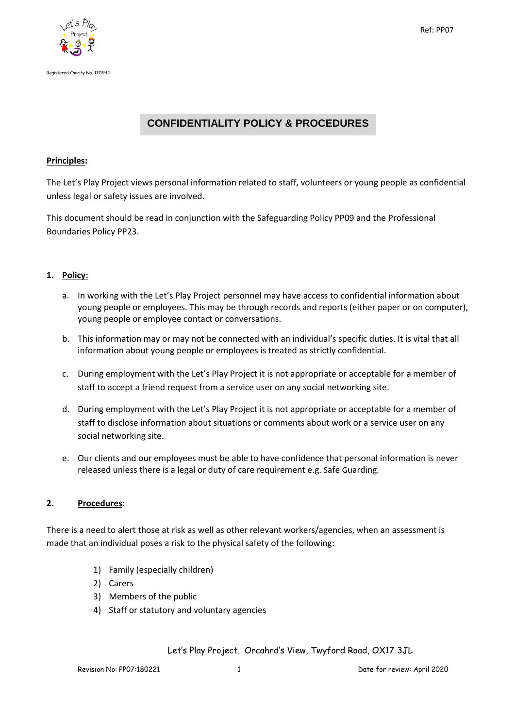Registered Charity No. 1111944

Ref: PP07

# CONFIDENTIALITY POLICY & PROCEDURES

**Principles:**

The Let's Play Project views personal information related to staff, volunteers or young people as confidential unless legal or safety issues are involved.

This document should be read in conjunction with the Safeguarding Policy PP09 and the Professional Boundaries Policy PP23.

## 1. Policy:

a. In working with the Let's Play Project personnel may have access to confidential information about young people or employees. This may be through records and reports (either paper or on computer), young people or employee contact or conversations.

b. This information may or may not be connected with an individual's specific duties. It is vital that all information about young people or employees is treated as strictly confidential.

c. During employment with the Let's Play Project it is not appropriate or acceptable for a member of staff to accept a friend request from a service user on any social networking site.

d. During employment with the Let's Play Project it is not appropriate or acceptable for a member of staff to disclose information about situations or comments about work or a service user on any social networking site.

e. Our clients and our employees must be able to have confidence that personal information is never released unless there is a legal or duty of care requirement e.g. Safe Guarding.

## 2. Procedures:

There is a need to alert those at risk as well as other relevant workers/agencies, when an assessment is made that an individual poses a risk to the physical safety of the following:

1) Family (especially children)
2) Carers
3) Members of the public
4) Staff or statutory and voluntary agencies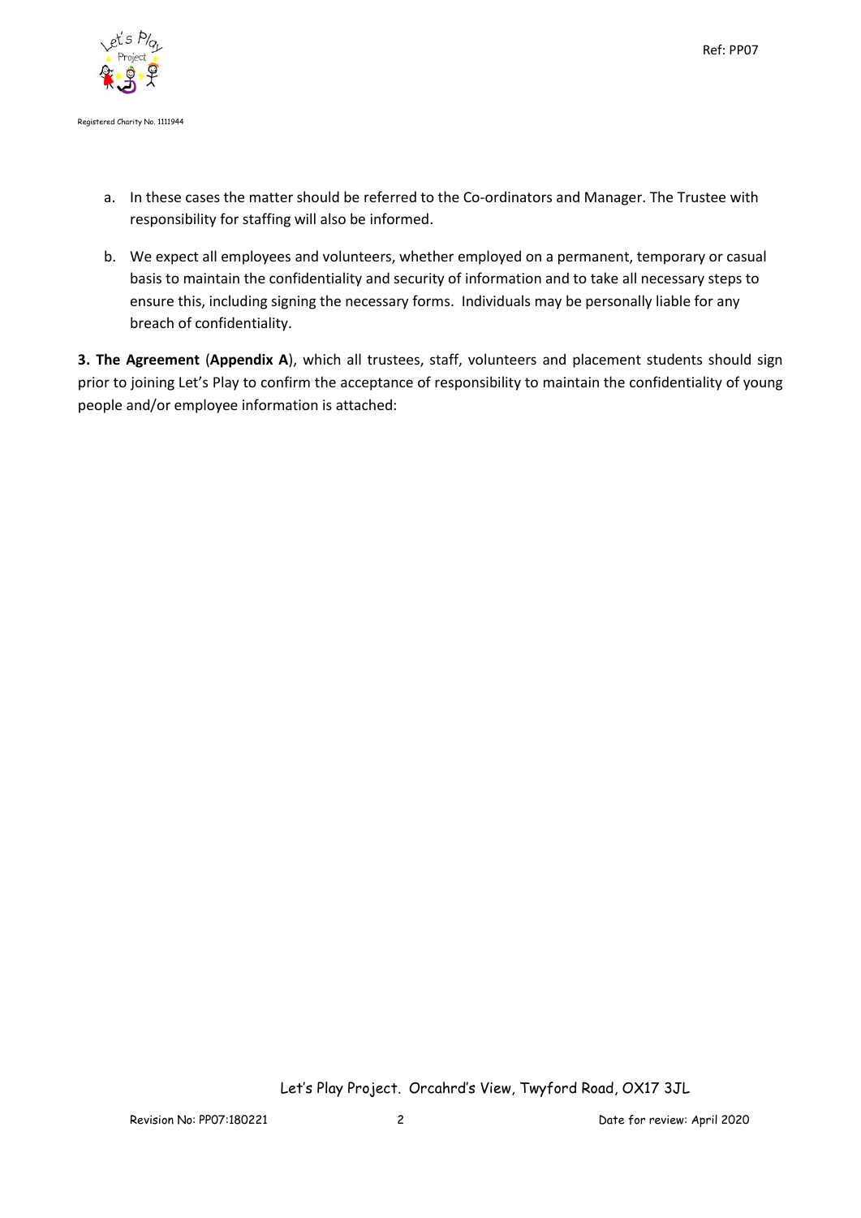a. In these cases the matter should be referred to the Co-ordinators and Manager. The Trustee with responsibility for staffing will also be informed.

b. We expect all employees and volunteers, whether employed on a permanent, temporary or casual basis to maintain the confidentiality and security of information and to take all necessary steps to ensure this, including signing the necessary forms. Individuals may be personally liable for any breach of confidentiality.

**3. The Agreement** (**Appendix A**), which all trustees, staff, volunteers and placement students should sign prior to joining Let's Play to confirm the acceptance of responsibility to maintain the confidentiality of young people and/or employee information is attached: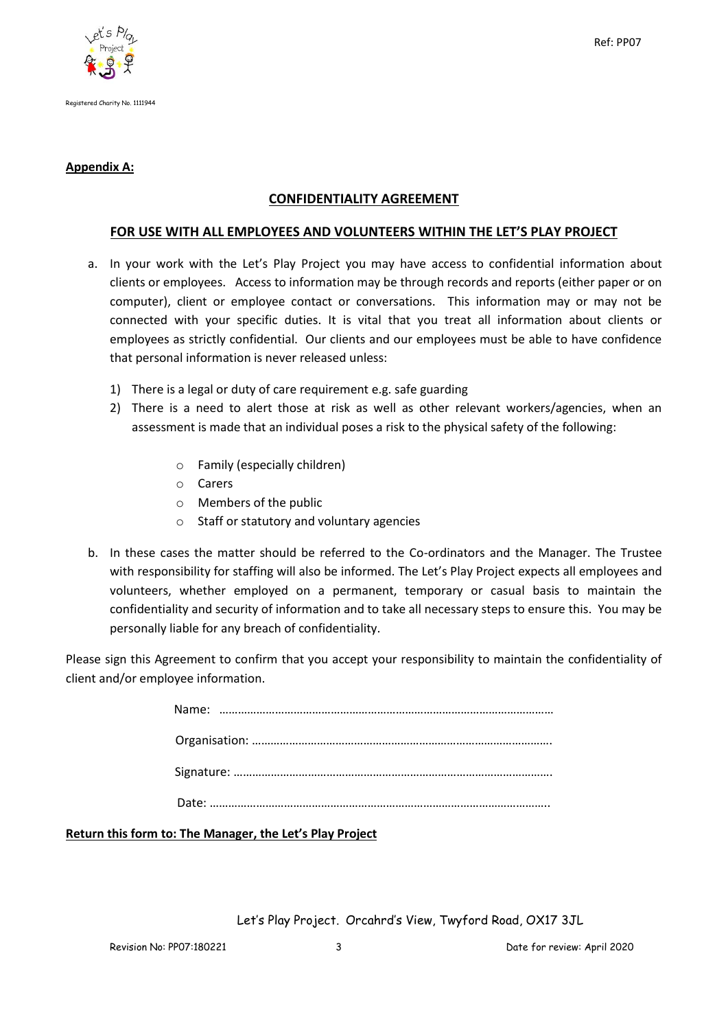Ref: PP07

Registered Charity No. 1111944

**Appendix A:**

## CONFIDENTIALITY AGREEMENT

### FOR USE WITH ALL EMPLOYEES AND VOLUNTEERS WITHIN THE LET'S PLAY PROJECT

a. In your work with the Let's Play Project you may have access to confidential information about clients or employees. Access to information may be through records and reports (either paper or on computer), client or employee contact or conversations. This information may or may not be connected with your specific duties. It is vital that you treat all information about clients or employees as strictly confidential. Our clients and our employees must be able to have confidence that personal information is never released unless:

   1) There is a legal or duty of care requirement e.g. safe guarding
   2) There is a need to alert those at risk as well as other relevant workers/agencies, when an assessment is made that an individual poses a risk to the physical safety of the following:

      - Family (especially children)
      - Carers
      - Members of the public
      - Staff or statutory and voluntary agencies

b. In these cases the matter should be referred to the Co-ordinators and the Manager. The Trustee with responsibility for staffing will also be informed. The Let's Play Project expects all employees and volunteers, whether employed on a permanent, temporary or casual basis to maintain the confidentiality and security of information and to take all necessary steps to ensure this. You may be personally liable for any breach of confidentiality.

Please sign this Agreement to confirm that you accept your responsibility to maintain the confidentiality of client and/or employee information.

Name: ……………………………………………………………………………………………

Organisation: …………………………………………………………………………………….

Signature: ………………………………………………………………………………………….

Date: ………………………………………………………………………………………………..

**Return this form to: The Manager, the Let's Play Project**

Let's Play Project. Orcahrd's View, Twyford Road, OX17 3JL

Revision No: PP07:180221 Date for review: April 2020